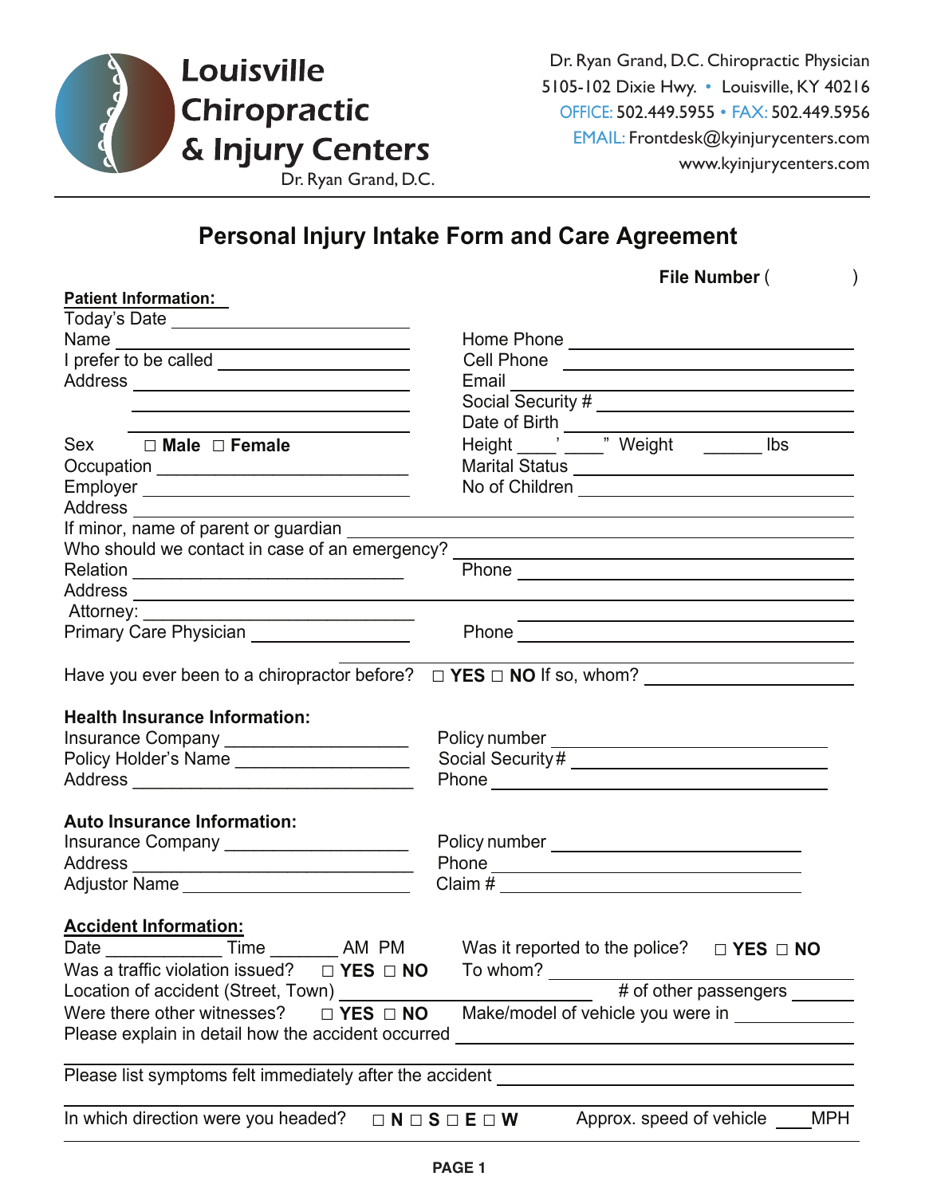# Louisville Chiropractic & Injury Centers

Dr. Ryan Grand, D.C.

Dr. Ryan Grand, D.C. Chiropractic Physician
5105-102 Dixie Hwy. • Louisville, KY 40216
OFFICE: 502.449.5955 • FAX: 502.449.5956
EMAIL: Frontdesk@kyinjurycenters.com
www.kyinjurycenters.com

## Personal Injury Intake Form and Care Agreement

**File Number** (                    )

**Patient Information:**

Today's Date ____________________

Name ____________________ Home Phone ____________________

I prefer to be called ____________________ Cell Phone ____________________

Address ____________________ Email ____________________

____________________ Social Security # ____________________

____________________ Date of Birth ____________________

Sex ☐ **Male** ☐ **Female** Height ____' ____" Weight ______ lbs

Occupation ____________________ Marital Status ____________________

Employer ____________________ No of Children ____________________

Address ________________________________________

If minor, name of parent or guardian ________________________________________

Who should we contact in case of an emergency? ________________________________________

Relation ____________________ Phone ____________________

Address ________________________________________

Attorney: ____________________ ____________________

Primary Care Physician ____________________ Phone ____________________

Have you ever been to a chiropractor before? ☐ **YES** ☐ **NO** If so, whom? ____________________

**Health Insurance Information:**

Insurance Company ____________________ Policy number ____________________

Policy Holder's Name ____________________ Social Security# ____________________

Address ____________________ Phone ____________________

**Auto Insurance Information:**

Insurance Company ____________________ Policy Number ____________________

Address ____________________ Phone ____________________

Adjustor Name ____________________ Claim # ____________________

**Accident Information:**

Date ____________ Time _______ AM PM Was it reported to the police? ☐ **YES** ☐ **NO**

Was a traffic violation issued? ☐ **YES** ☐ **NO** To whom? ____________________

Location of accident (Street, Town) ____________________ # of other passengers ______

Were there other witnesses? ☐ **YES** ☐ **NO** Make/model of vehicle you were in ____________

Please explain in detail how the accident occurred ________________________________________

________________________________________

Please list symptoms felt immediately after the accident ________________________________________

________________________________________

In which direction were you headed? ☐ **N** ☐ **S** ☐ **E** ☐ **W** Approx. speed of vehicle ____MPH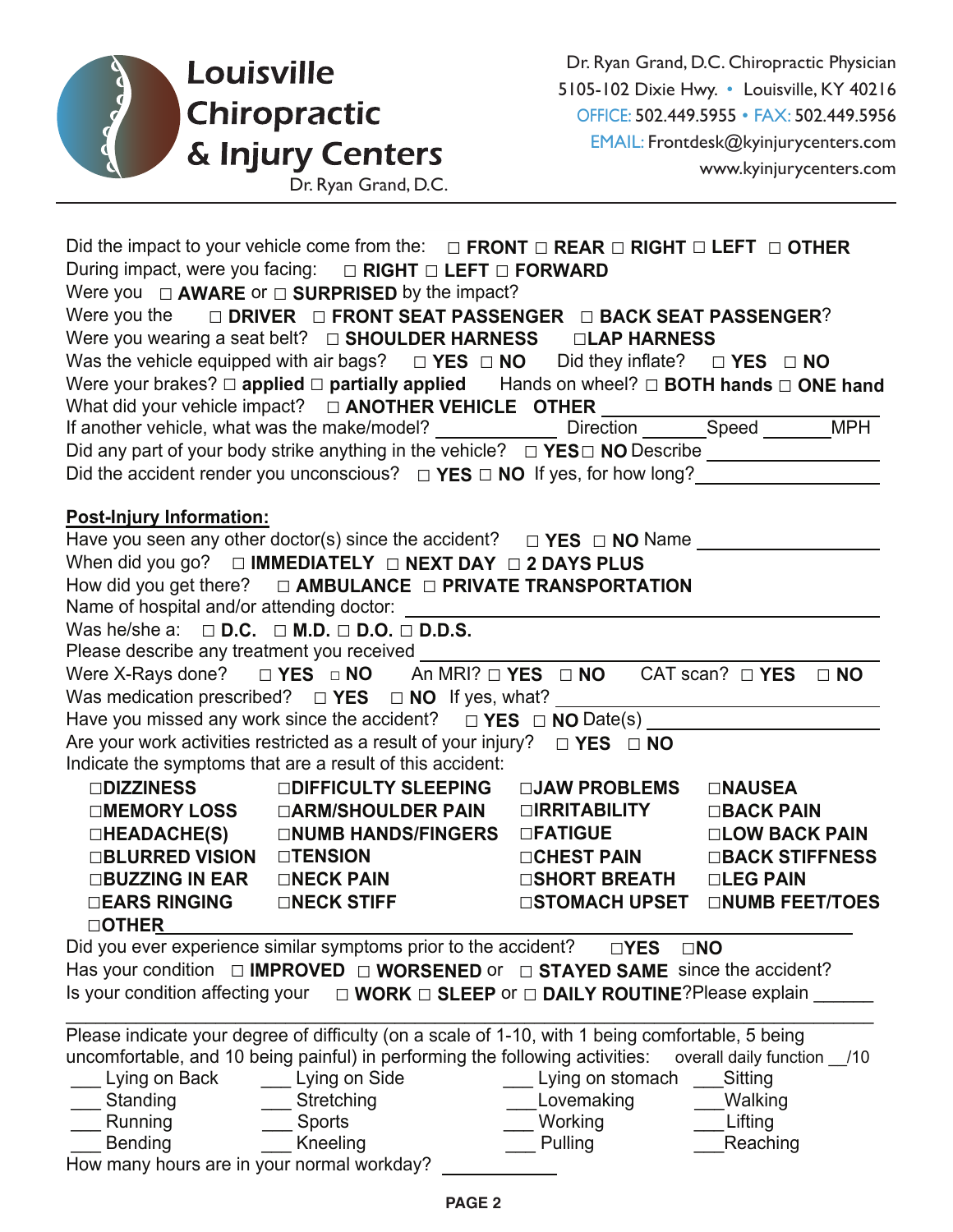# Louisville Chiropractic & Injury Centers

Dr. Ryan Grand, D.C.

Dr. Ryan Grand, D.C. Chiropractic Physician
5105-102 Dixie Hwy. • Louisville, KY 40216
OFFICE: 502.449.5955 • FAX: 502.449.5956
EMAIL: Frontdesk@kyinjurycenters.com
www.kyinjurycenters.com

---

Did the impact to your vehicle come from the: □ **FRONT** □ **REAR** □ **RIGHT** □ **LEFT** □ **OTHER**

During impact, were you facing: □ **RIGHT** □ **LEFT** □ **FORWARD**

Were you □ **AWARE** or □ **SURPRISED** by the impact?

Were you the □ **DRIVER** □ **FRONT SEAT PASSENGER** □ **BACK SEAT PASSENGER**?

Were you wearing a seat belt? □ **SHOULDER HARNESS** □ **LAP HARNESS**

Was the vehicle equipped with air bags? □ **YES** □ **NO** Did they inflate? □ **YES** □ **NO**

Were your brakes? □ **applied** □ **partially applied** Hands on wheel? □ **BOTH hands** □ **ONE hand**

What did your vehicle impact? □ **ANOTHER VEHICLE** **OTHER** ____________________

If another vehicle, what was the make/model? ____________ Direction ______ Speed _______ MPH

Did any part of your body strike anything in the vehicle? □ **YES** □ **NO** Describe ____________________

Did the accident render you unconscious? □ **YES** □ **NO** If yes, for how long? ____________________

**Post-Injury Information:**

Have you seen any other doctor(s) since the accident? □ **YES** □ **NO** Name ____________________

When did you go? □ **IMMEDIATELY** □ **NEXT DAY** □ **2 DAYS PLUS**

How did you get there? □ **AMBULANCE** □ **PRIVATE TRANSPORTATION**

Name of hospital and/or attending doctor: ____________________

Was he/she a: □ **D.C.** □ **M.D.** □ **D.O.** □ **D.D.S.**

Please describe any treatment you received ____________________

Were X-Rays done? □ **YES** □ **NO** An MRI? □ **YES** □ **NO** CAT scan? □ **YES** □ **NO**

Was medication prescribed? □ **YES** □ **NO** If yes, what? ____________________

Have you missed any work since the accident? □ **YES** □ **NO** Date(s) ____________________

Are your work activities restricted as a result of your injury? □ **YES** □ **NO**

Indicate the symptoms that are a result of this accident:

| | | | |
|---|---|---|---|
| □**DIZZINESS** | □**DIFFICULTY SLEEPING** | □**JAW PROBLEMS** | □**NAUSEA** |
| □**MEMORY LOSS** | □**ARM/SHOULDER PAIN** | □**IRRITABILITY** | □**BACK PAIN** |
| □**HEADACHE(S)** | □**NUMB HANDS/FINGERS** | □**FATIGUE** | □**LOW BACK PAIN** |
| □**BLURRED VISION** | □**TENSION** | □**CHEST PAIN** | □**BACK STIFFNESS** |
| □**BUZZING IN EAR** | □**NECK PAIN** | □**SHORT BREATH** | □**LEG PAIN** |
| □**EARS RINGING** | □**NECK STIFF** | □**STOMACH UPSET** | □**NUMB FEET/TOES** |
| □**OTHER** ____________________ | | | |

Did you ever experience similar symptoms prior to the accident? □**YES** □**NO**

Has your condition □ **IMPROVED** □ **WORSENED** or □ **STAYED SAME** since the accident?

Is your condition affecting your □ **WORK** □ **SLEEP** or □ **DAILY ROUTINE**? Please explain ______

____________________________________________

Please indicate your degree of difficulty (on a scale of 1-10, with 1 being comfortable, 5 being uncomfortable, and 10 being painful) in performing the following activities: overall daily function __/10

| | | | |
|---|---|---|---|
| ___ Lying on Back | ___ Lying on Side | ___ Lying on stomach | ___ Sitting |
| ___ Standing | ___ Stretching | ___ Lovemaking | ___ Walking |
| ___ Running | ___ Sports | ___ Working | ___ Lifting |
| ___ Bending | ___ Kneeling | ___ Pulling | ___ Reaching |

How many hours are in your normal workday? ____________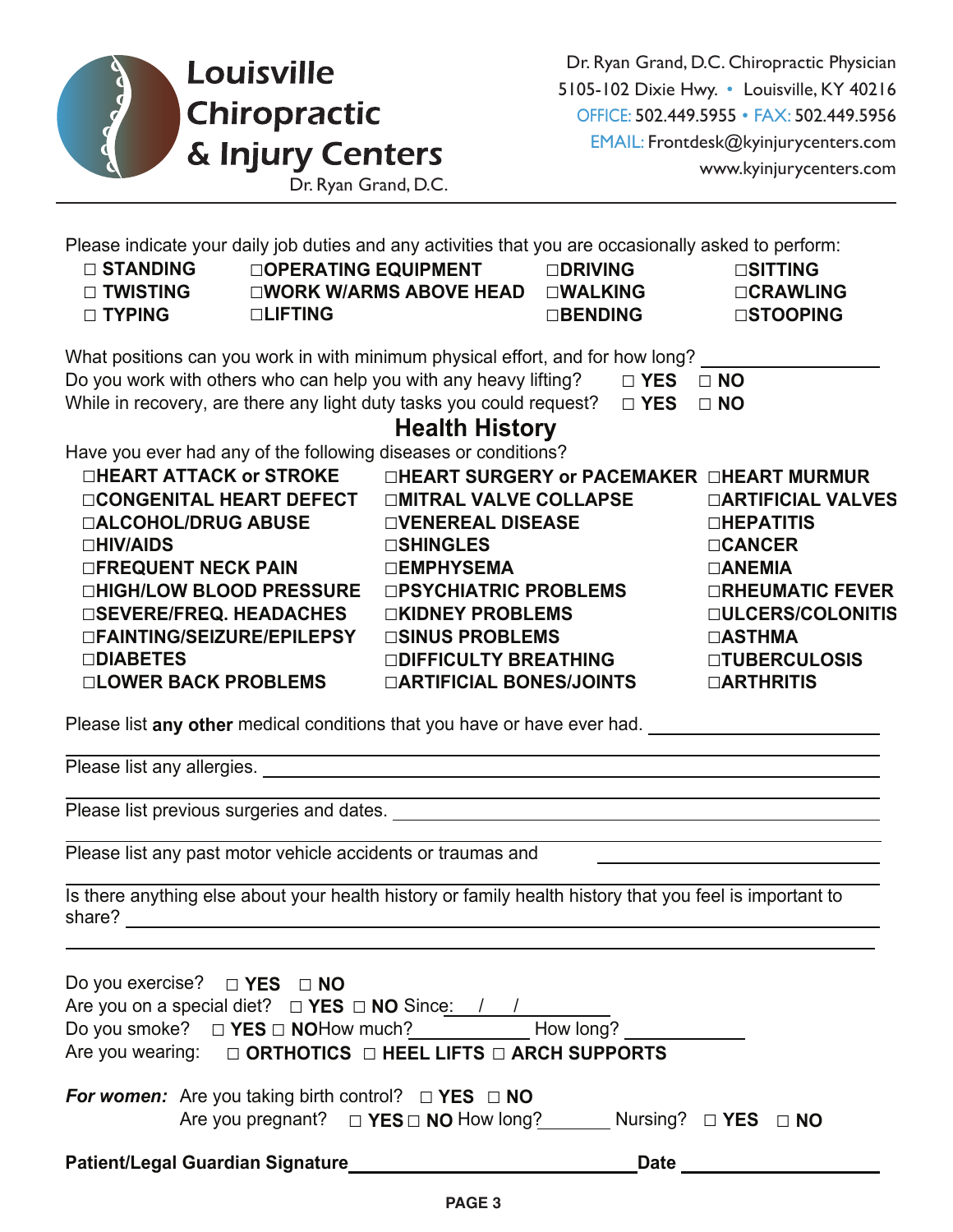# Louisville Chiropractic & Injury Centers

Dr. Ryan Grand, D.C.

Dr. Ryan Grand, D.C. Chiropractic Physician
5105-102 Dixie Hwy. • Louisville, KY 40216
OFFICE: 502.449.5955 • FAX: 502.449.5956
EMAIL: Frontdesk@kyinjurycenters.com
www.kyinjurycenters.com

---

Please indicate your daily job duties and any activities that you are occasionally asked to perform:

| | | | |
|---|---|---|---|
| ☐ **STANDING** | ☐ **OPERATING EQUIPMENT** | ☐ **DRIVING** | ☐ **SITTING** |
| ☐ **TWISTING** | ☐ **WORK W/ARMS ABOVE HEAD** | ☐ **WALKING** | ☐ **CRAWLING** |
| ☐ **TYPING** | ☐ **LIFTING** | ☐ **BENDING** | ☐ **STOOPING** |

What positions can you work in with minimum physical effort, and for how long? ____________

Do you work with others who can help you with any heavy lifting? ☐ **YES** ☐ **NO**

While in recovery, are there any light duty tasks you could request? ☐ **YES** ☐ **NO**

## Health History

Have you ever had any of the following diseases or conditions?

| | | |
|---|---|---|
| ☐ **HEART ATTACK or STROKE** | ☐ **HEART SURGERY or PACEMAKER** | ☐ **HEART MURMUR** |
| ☐ **CONGENITAL HEART DEFECT** | ☐ **MITRAL VALVE COLLAPSE** | ☐ **ARTIFICIAL VALVES** |
| ☐ **ALCOHOL/DRUG ABUSE** | ☐ **VENEREAL DISEASE** | ☐ **HEPATITIS** |
| ☐ **HIV/AIDS** | ☐ **SHINGLES** | ☐ **CANCER** |
| ☐ **FREQUENT NECK PAIN** | ☐ **EMPHYSEMA** | ☐ **ANEMIA** |
| ☐ **HIGH/LOW BLOOD PRESSURE** | ☐ **PSYCHIATRIC PROBLEMS** | ☐ **RHEUMATIC FEVER** |
| ☐ **SEVERE/FREQ. HEADACHES** | ☐ **KIDNEY PROBLEMS** | ☐ **ULCERS/COLONITIS** |
| ☐ **FAINTING/SEIZURE/EPILEPSY** | ☐ **SINUS PROBLEMS** | ☐ **ASTHMA** |
| ☐ **DIABETES** | ☐ **DIFFICULTY BREATHING** | ☐ **TUBERCULOSIS** |
| ☐ **LOWER BACK PROBLEMS** | ☐ **ARTIFICIAL BONES/JOINTS** | ☐ **ARTHRITIS** |

Please list **any other** medical conditions that you have or have ever had. ____________

Please list any allergies. ____________

Please list previous surgeries and dates. ____________

Please list any past motor vehicle accidents or traumas and ____________

Is there anything else about your health history or family health history that you feel is important to share? ____________

Do you exercise? ☐ **YES** ☐ **NO**

Are you on a special diet? ☐ **YES** ☐ **NO** Since: ___/___/______

Do you smoke? ☐ **YES** ☐ **NO** How much? ________ How long? ________

Are you wearing: ☐ **ORTHOTICS** ☐ **HEEL LIFTS** ☐ **ARCH SUPPORTS**

***For women:*** Are you taking birth control? ☐ **YES** ☐ **NO**

Are you pregnant? ☐ **YES** ☐ **NO** How long? ______ Nursing? ☐ **YES** ☐ **NO**

**Patient/Legal Guardian Signature** ____________________ **Date** ____________